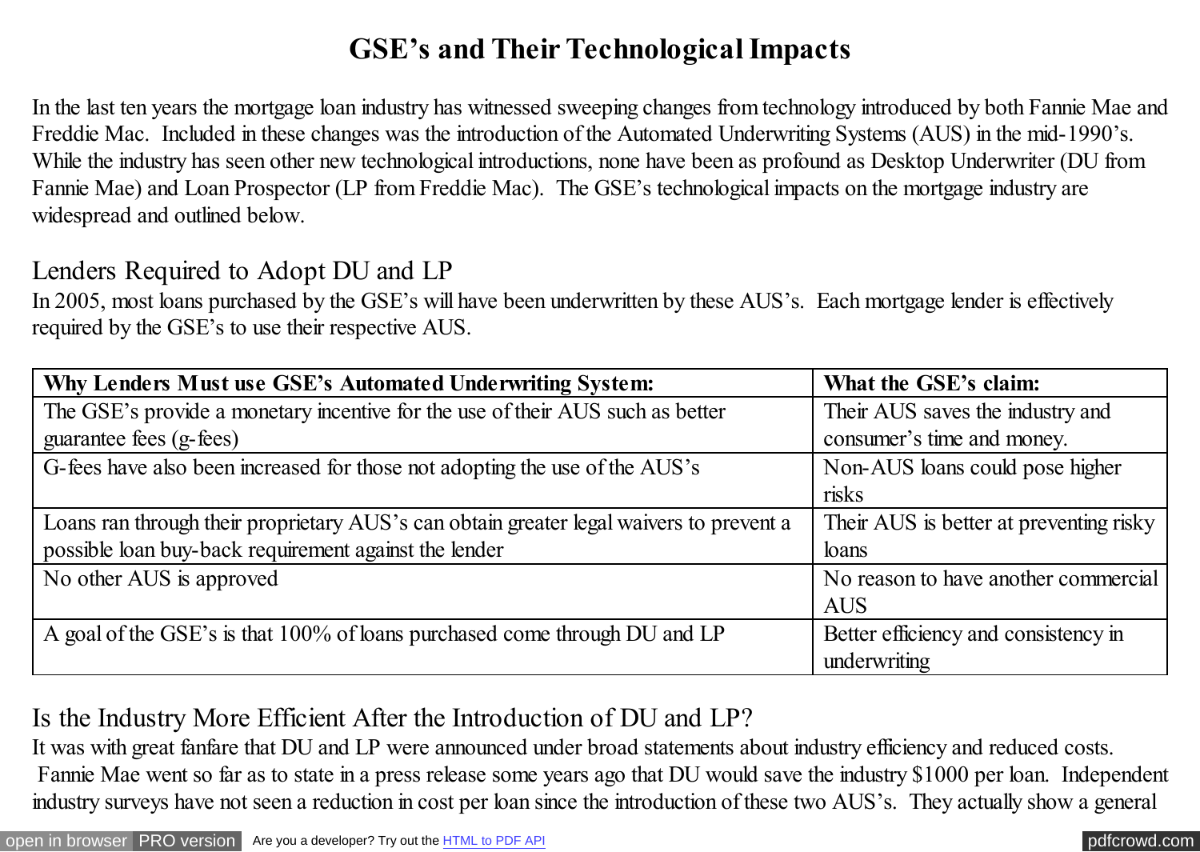# GSE's and Their Technological Impacts

In the last ten years the mortgage loan industry has witnessed sweeping changes from technology introduced by both Fannie Mae and Freddie Mac. Included in these changes was the introduction of the Automated Underwriting Systems (AUS) in the mid-1990's. While the industry has seen other new technological introductions, none have been as profound as Desktop Underwriter (DU from Fannie Mae) and Loan Prospector (LP from Freddie Mac). The GSE's technological impacts on the mortgage industry are widespread and outlined below.

## Lenders Required to Adopt DU and LP

In 2005, most loans purchased by the GSE's will have been underwritten by these AUS's. Each mortgage lender is effectively required by the GSE's to use their respective AUS.

| **Why Lenders Must use GSE's Automated Underwriting System:** | **What the GSE's claim:** |
| --- | --- |
| The GSE's provide a monetary incentive for the use of their AUS such as better guarantee fees (g-fees) | Their AUS saves the industry and consumer's time and money. |
| G-fees have also been increased for those not adopting the use of the AUS's | Non-AUS loans could pose higher risks |
| Loans ran through their proprietary AUS's can obtain greater legal waivers to prevent a possible loan buy-back requirement against the lender | Their AUS is better at preventing risky loans |
| No other AUS is approved | No reason to have another commercial AUS |
| A goal of the GSE's is that 100% of loans purchased come through DU and LP | Better efficiency and consistency in underwriting |

## Is the Industry More Efficient After the Introduction of DU and LP?

It was with great fanfare that DU and LP were announced under broad statements about industry efficiency and reduced costs. Fannie Mae went so far as to state in a press release some years ago that DU would save the industry $1000 per loan. Independent industry surveys have not seen a reduction in cost per loan since the introduction of these two AUS's. They actually show a general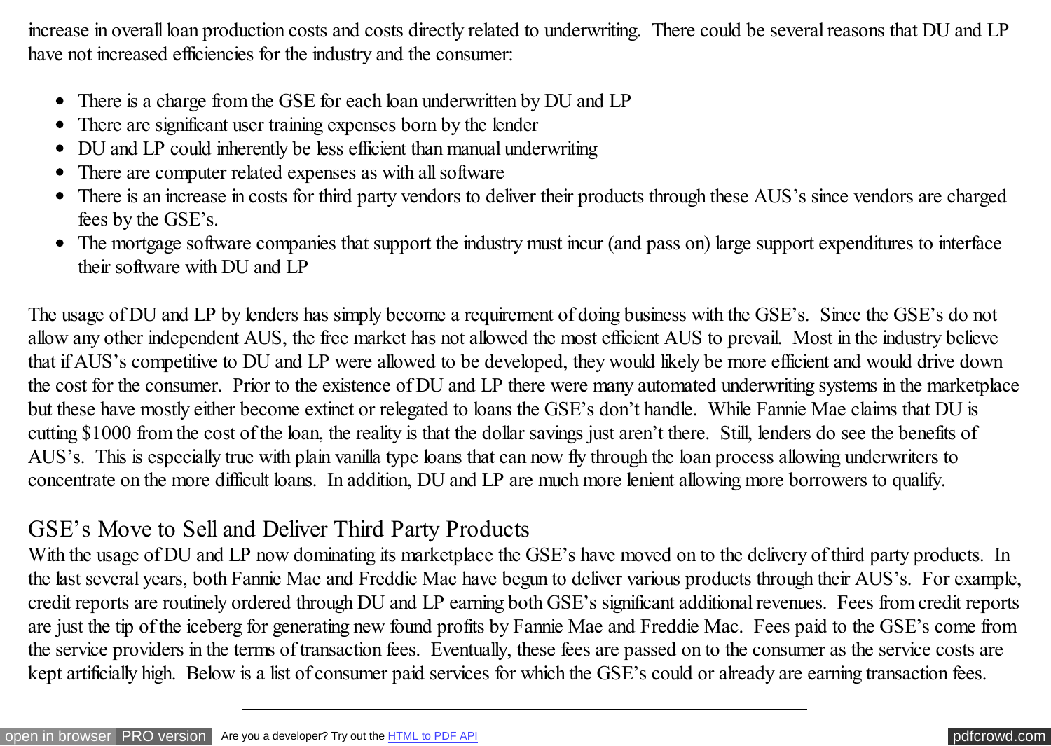increase in overall loan production costs and costs directly related to underwriting. There could be several reasons that DU and LP have not increased efficiencies for the industry and the consumer:

- There is a charge from the GSE for each loan underwritten by DU and LP
- There are significant user training expenses born by the lender
- DU and LP could inherently be less efficient than manual underwriting
- There are computer related expenses as with all software
- There is an increase in costs for third party vendors to deliver their products through these AUS's since vendors are charged fees by the GSE's.
- The mortgage software companies that support the industry must incur (and pass on) large support expenditures to interface their software with DU and LP

The usage of DU and LP by lenders has simply become a requirement of doing business with the GSE's. Since the GSE's do not allow any other independent AUS, the free market has not allowed the most efficient AUS to prevail. Most in the industry believe that if AUS's competitive to DU and LP were allowed to be developed, they would likely be more efficient and would drive down the cost for the consumer. Prior to the existence of DU and LP there were many automated underwriting systems in the marketplace but these have mostly either become extinct or relegated to loans the GSE's don't handle. While Fannie Mae claims that DU is cutting $1000 from the cost of the loan, the reality is that the dollar savings just aren't there. Still, lenders do see the benefits of AUS's. This is especially true with plain vanilla type loans that can now fly through the loan process allowing underwriters to concentrate on the more difficult loans. In addition, DU and LP are much more lenient allowing more borrowers to qualify.

## GSE's Move to Sell and Deliver Third Party Products

With the usage of DU and LP now dominating its marketplace the GSE's have moved on to the delivery of third party products. In the last several years, both Fannie Mae and Freddie Mac have begun to deliver various products through their AUS's. For example, credit reports are routinely ordered through DU and LP earning both GSE's significant additional revenues. Fees from credit reports are just the tip of the iceberg for generating new found profits by Fannie Mae and Freddie Mac. Fees paid to the GSE's come from the service providers in the terms of transaction fees. Eventually, these fees are passed on to the consumer as the service costs are kept artificially high. Below is a list of consumer paid services for which the GSE's could or already are earning transaction fees.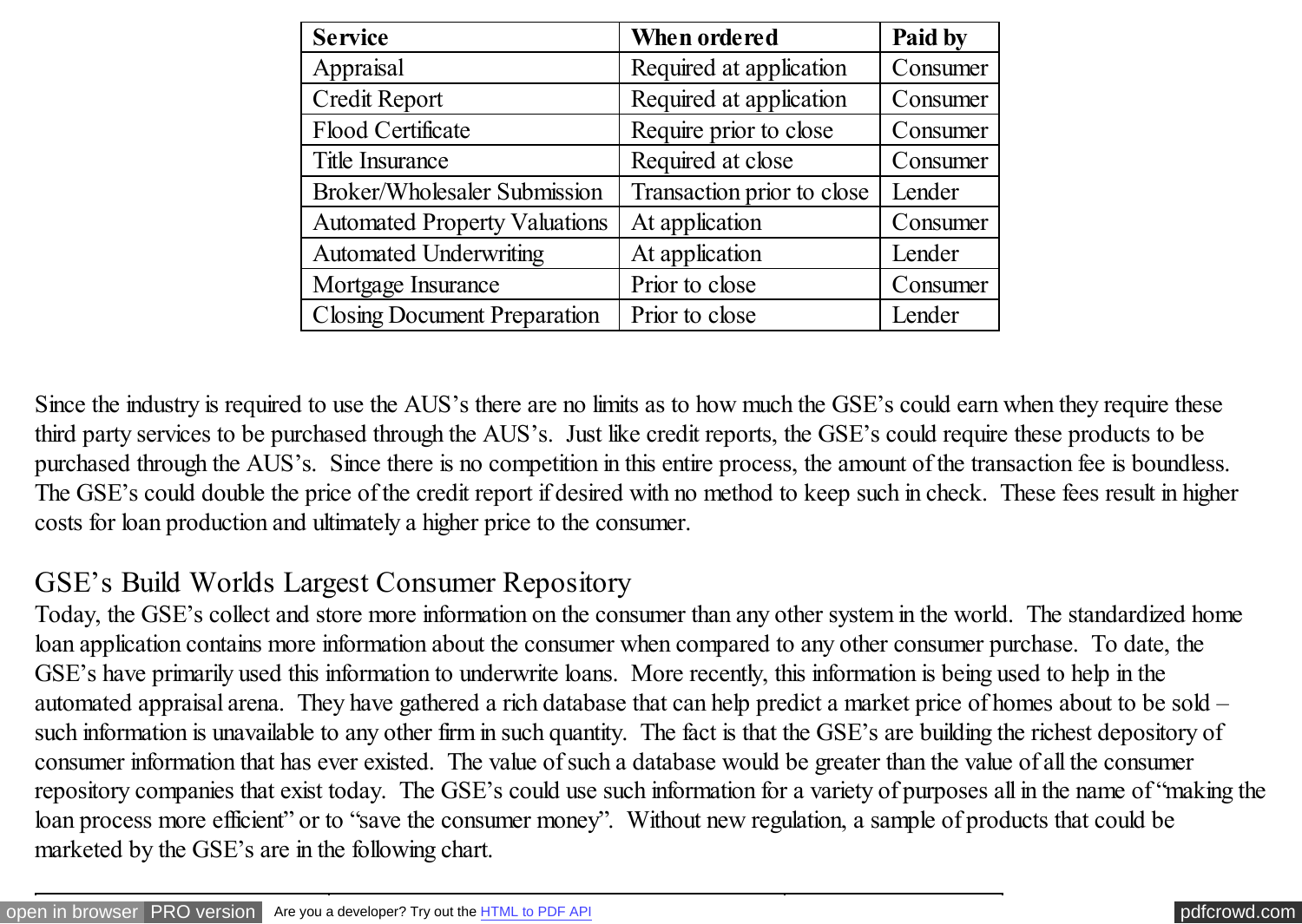| Service | When ordered | Paid by |
| --- | --- | --- |
| Appraisal | Required at application | Consumer |
| Credit Report | Required at application | Consumer |
| Flood Certificate | Require prior to close | Consumer |
| Title Insurance | Required at close | Consumer |
| Broker/Wholesaler Submission | Transaction prior to close | Lender |
| Automated Property Valuations | At application | Consumer |
| Automated Underwriting | At application | Lender |
| Mortgage Insurance | Prior to close | Consumer |
| Closing Document Preparation | Prior to close | Lender |

Since the industry is required to use the AUS's there are no limits as to how much the GSE's could earn when they require these third party services to be purchased through the AUS's. Just like credit reports, the GSE's could require these products to be purchased through the AUS's. Since there is no competition in this entire process, the amount of the transaction fee is boundless. The GSE's could double the price of the credit report if desired with no method to keep such in check. These fees result in higher costs for loan production and ultimately a higher price to the consumer.

## GSE's Build Worlds Largest Consumer Repository

Today, the GSE's collect and store more information on the consumer than any other system in the world. The standardized home loan application contains more information about the consumer when compared to any other consumer purchase. To date, the GSE's have primarily used this information to underwrite loans. More recently, this information is being used to help in the automated appraisal arena. They have gathered a rich database that can help predict a market price of homes about to be sold – such information is unavailable to any other firm in such quantity. The fact is that the GSE's are building the richest depository of consumer information that has ever existed. The value of such a database would be greater than the value of all the consumer repository companies that exist today. The GSE's could use such information for a variety of purposes all in the name of "making the loan process more efficient" or to "save the consumer money". Without new regulation, a sample of products that could be marketed by the GSE's are in the following chart.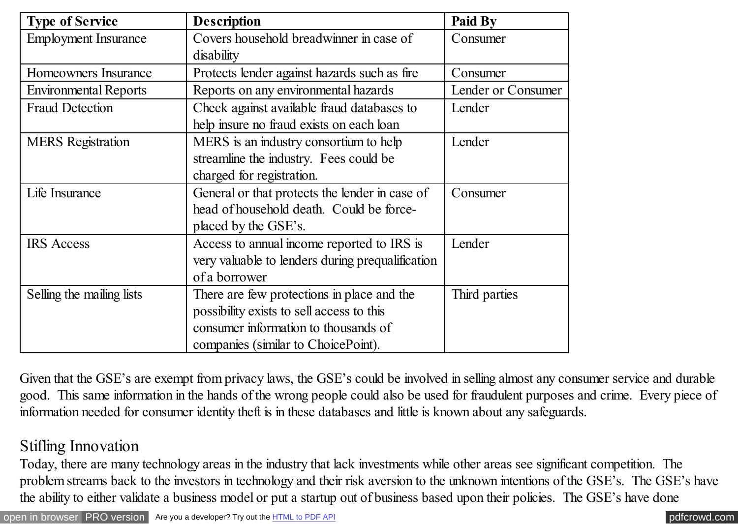| Type of Service | Description | Paid By |
|---|---|---|
| Employment Insurance | Covers household breadwinner in case of disability | Consumer |
| Homeowners Insurance | Protects lender against hazards such as fire | Consumer |
| Environmental Reports | Reports on any environmental hazards | Lender or Consumer |
| Fraud Detection | Check against available fraud databases to help insure no fraud exists on each loan | Lender |
| MERS Registration | MERS is an industry consortium to help streamline the industry. Fees could be charged for registration. | Lender |
| Life Insurance | General or that protects the lender in case of head of household death. Could be force-placed by the GSE's. | Consumer |
| IRS Access | Access to annual income reported to IRS is very valuable to lenders during prequalification of a borrower | Lender |
| Selling the mailing lists | There are few protections in place and the possibility exists to sell access to this consumer information to thousands of companies (similar to ChoicePoint). | Third parties |

Given that the GSE's are exempt from privacy laws, the GSE's could be involved in selling almost any consumer service and durable good. This same information in the hands of the wrong people could also be used for fraudulent purposes and crime. Every piece of information needed for consumer identity theft is in these databases and little is known about any safeguards.

## Stifling Innovation

Today, there are many technology areas in the industry that lack investments while other areas see significant competition. The problem streams back to the investors in technology and their risk aversion to the unknown intentions of the GSE's. The GSE's have the ability to either validate a business model or put a startup out of business based upon their policies. The GSE's have done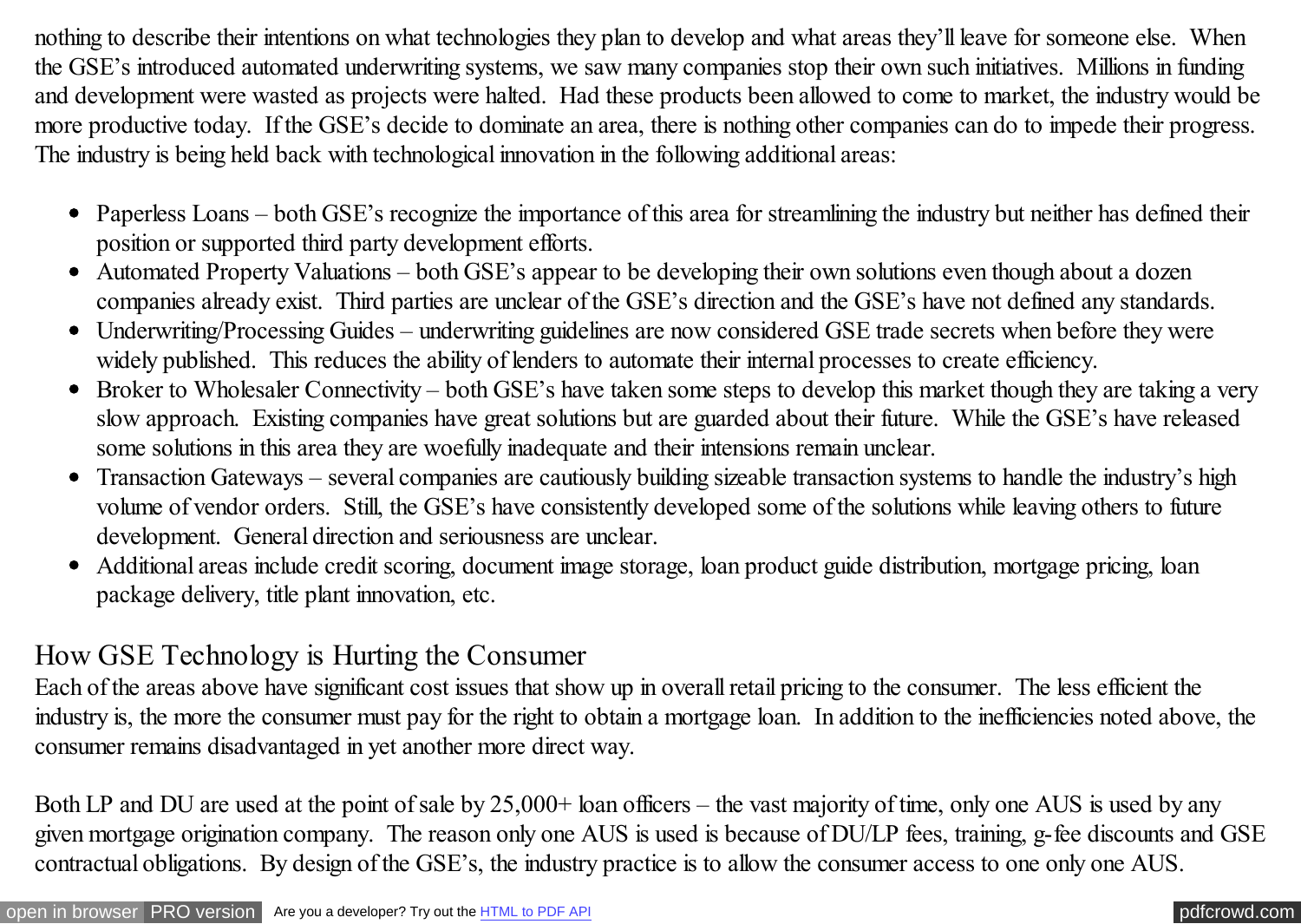nothing to describe their intentions on what technologies they plan to develop and what areas they'll leave for someone else. When the GSE's introduced automated underwriting systems, we saw many companies stop their own such initiatives. Millions in funding and development were wasted as projects were halted. Had these products been allowed to come to market, the industry would be more productive today. If the GSE's decide to dominate an area, there is nothing other companies can do to impede their progress. The industry is being held back with technological innovation in the following additional areas:

- Paperless Loans – both GSE's recognize the importance of this area for streamlining the industry but neither has defined their position or supported third party development efforts.
- Automated Property Valuations – both GSE's appear to be developing their own solutions even though about a dozen companies already exist. Third parties are unclear of the GSE's direction and the GSE's have not defined any standards.
- Underwriting/Processing Guides – underwriting guidelines are now considered GSE trade secrets when before they were widely published. This reduces the ability of lenders to automate their internal processes to create efficiency.
- Broker to Wholesaler Connectivity – both GSE's have taken some steps to develop this market though they are taking a very slow approach. Existing companies have great solutions but are guarded about their future. While the GSE's have released some solutions in this area they are woefully inadequate and their intensions remain unclear.
- Transaction Gateways – several companies are cautiously building sizeable transaction systems to handle the industry's high volume of vendor orders. Still, the GSE's have consistently developed some of the solutions while leaving others to future development. General direction and seriousness are unclear.
- Additional areas include credit scoring, document image storage, loan product guide distribution, mortgage pricing, loan package delivery, title plant innovation, etc.

## How GSE Technology is Hurting the Consumer

Each of the areas above have significant cost issues that show up in overall retail pricing to the consumer. The less efficient the industry is, the more the consumer must pay for the right to obtain a mortgage loan. In addition to the inefficiencies noted above, the consumer remains disadvantaged in yet another more direct way.

Both LP and DU are used at the point of sale by 25,000+ loan officers – the vast majority of time, only one AUS is used by any given mortgage origination company. The reason only one AUS is used is because of DU/LP fees, training, g-fee discounts and GSE contractual obligations. By design of the GSE's, the industry practice is to allow the consumer access to one only one AUS.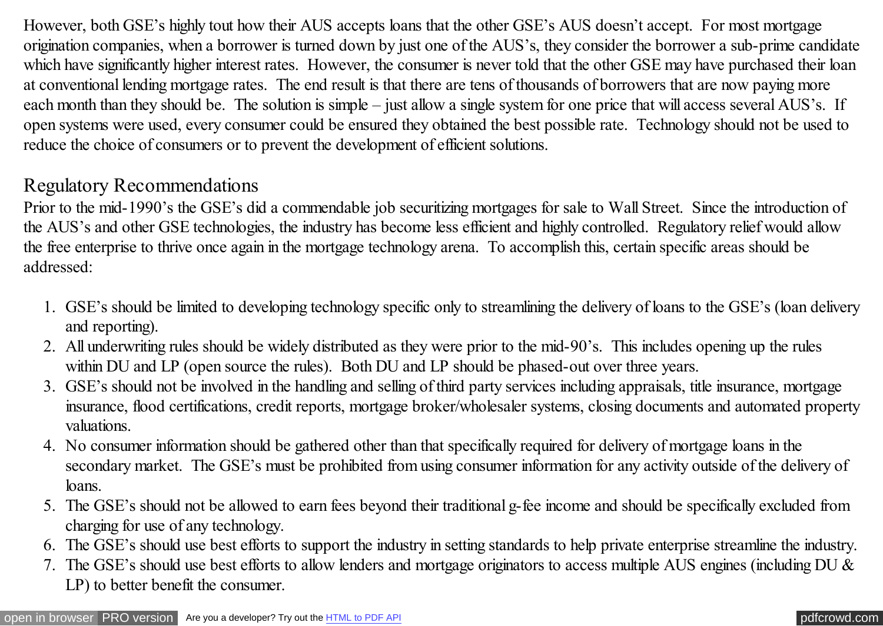However, both GSE's highly tout how their AUS accepts loans that the other GSE's AUS doesn't accept. For most mortgage origination companies, when a borrower is turned down by just one of the AUS's, they consider the borrower a sub-prime candidate which have significantly higher interest rates. However, the consumer is never told that the other GSE may have purchased their loan at conventional lending mortgage rates. The end result is that there are tens of thousands of borrowers that are now paying more each month than they should be. The solution is simple – just allow a single system for one price that will access several AUS's. If open systems were used, every consumer could be ensured they obtained the best possible rate. Technology should not be used to reduce the choice of consumers or to prevent the development of efficient solutions.

## Regulatory Recommendations

Prior to the mid-1990's the GSE's did a commendable job securitizing mortgages for sale to Wall Street. Since the introduction of the AUS's and other GSE technologies, the industry has become less efficient and highly controlled. Regulatory relief would allow the free enterprise to thrive once again in the mortgage technology arena. To accomplish this, certain specific areas should be addressed:

1. GSE's should be limited to developing technology specific only to streamlining the delivery of loans to the GSE's (loan delivery and reporting).
2. All underwriting rules should be widely distributed as they were prior to the mid-90's. This includes opening up the rules within DU and LP (open source the rules). Both DU and LP should be phased-out over three years.
3. GSE's should not be involved in the handling and selling of third party services including appraisals, title insurance, mortgage insurance, flood certifications, credit reports, mortgage broker/wholesaler systems, closing documents and automated property valuations.
4. No consumer information should be gathered other than that specifically required for delivery of mortgage loans in the secondary market. The GSE's must be prohibited from using consumer information for any activity outside of the delivery of loans.
5. The GSE's should not be allowed to earn fees beyond their traditional g-fee income and should be specifically excluded from charging for use of any technology.
6. The GSE's should use best efforts to support the industry in setting standards to help private enterprise streamline the industry.
7. The GSE's should use best efforts to allow lenders and mortgage originators to access multiple AUS engines (including DU & LP) to better benefit the consumer.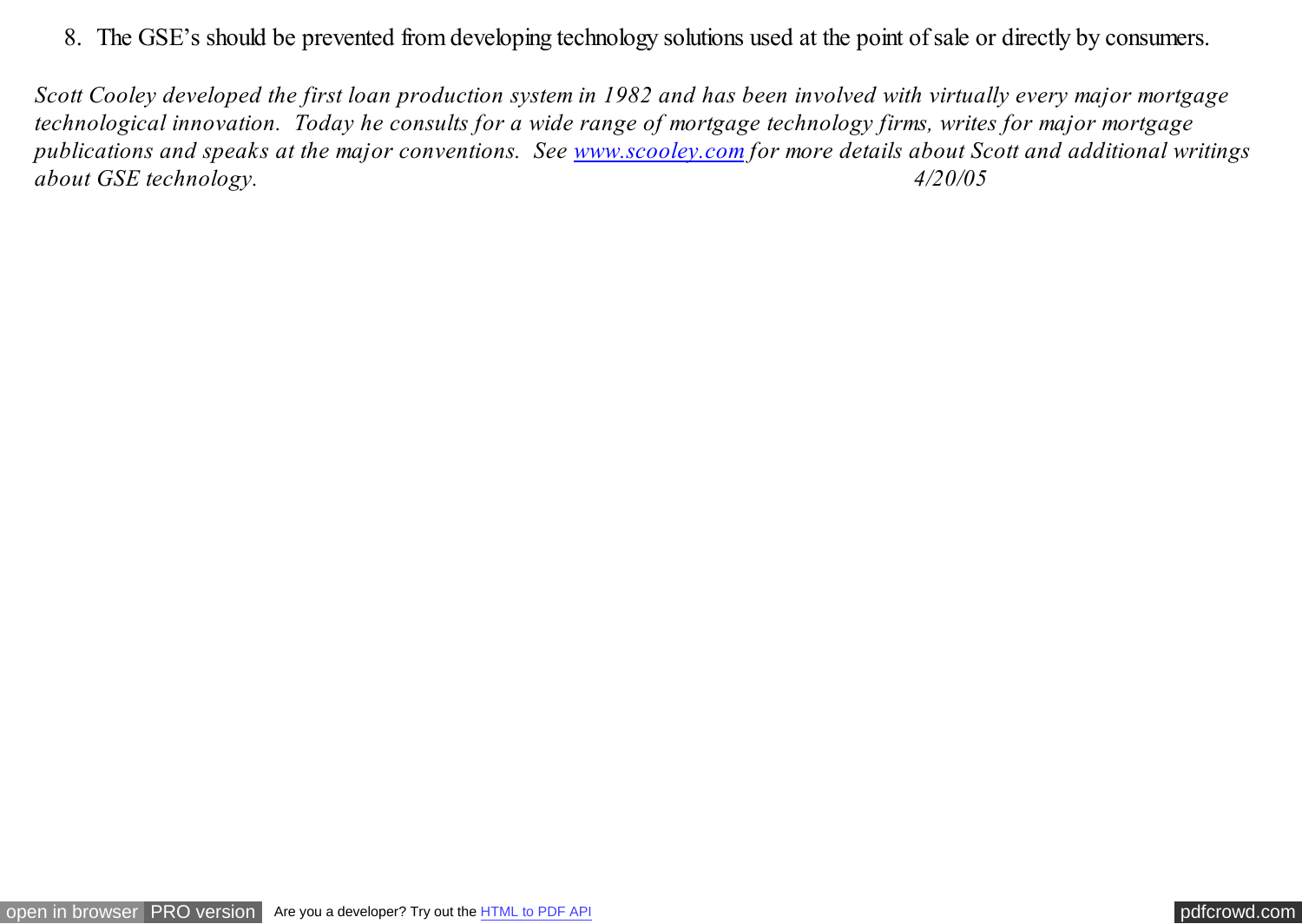8. The GSE's should be prevented from developing technology solutions used at the point of sale or directly by consumers.

*Scott Cooley developed the first loan production system in 1982 and has been involved with virtually every major mortgage technological innovation. Today he consults for a wide range of mortgage technology firms, writes for major mortgage publications and speaks at the major conventions. See [www.scooley.com](http://www.scooley.com) for more details about Scott and additional writings about GSE technology.* *4/20/05*